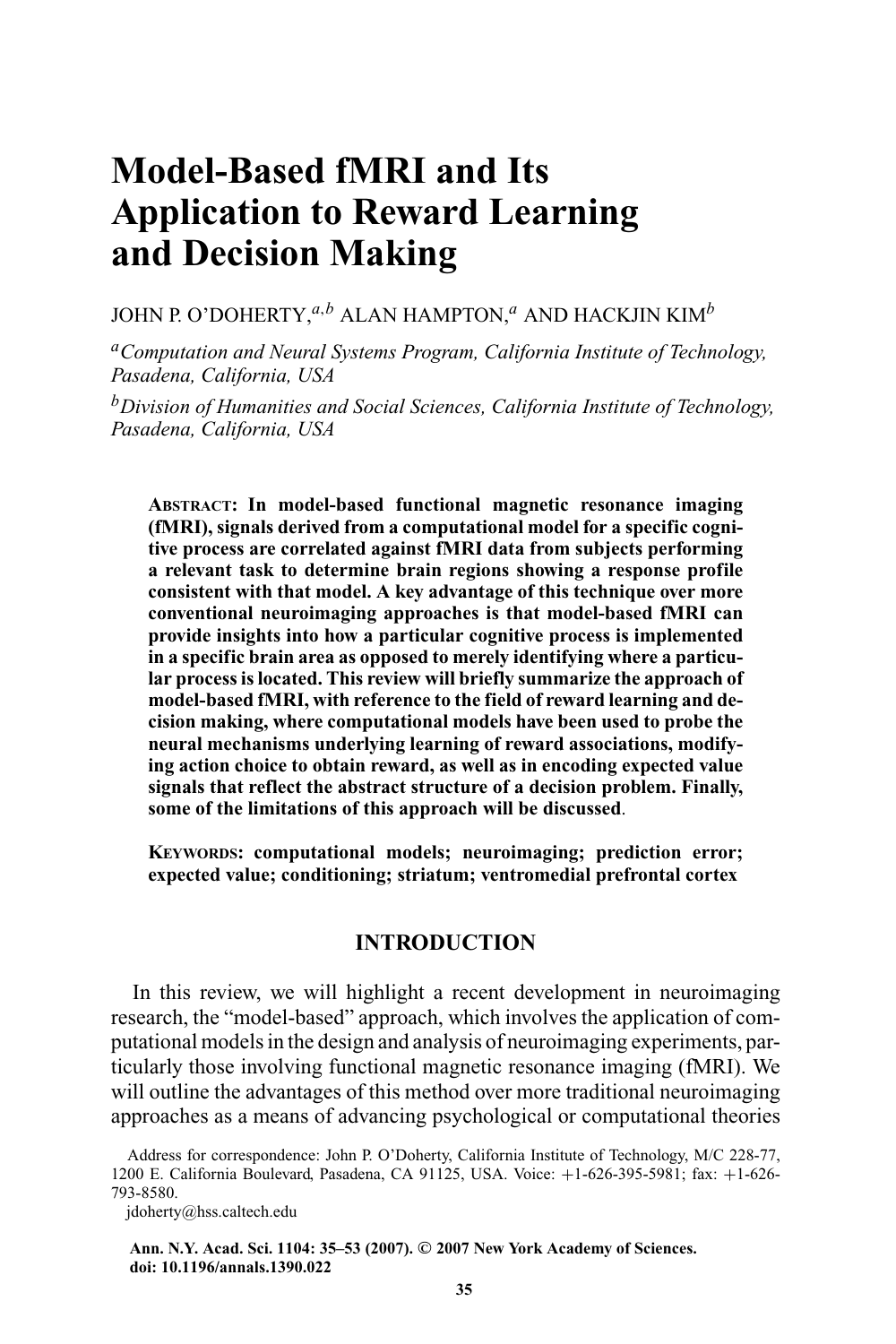# Model-Based fMRI and Its Application to Reward Learning and Decision Making

JOHN P. O'DOHERTY,[a,b] ALAN HAMPTON,[a] AND HACKJIN KIM[b]

[a]*Computation and Neural Systems Program, California Institute of Technology, Pasadena, California, USA*

[b]*Division of Humanities and Social Sciences, California Institute of Technology, Pasadena, California, USA*

**ABSTRACT: In model-based functional magnetic resonance imaging (fMRI), signals derived from a computational model for a specific cognitive process are correlated against fMRI data from subjects performing a relevant task to determine brain regions showing a response profile consistent with that model. A key advantage of this technique over more conventional neuroimaging approaches is that model-based fMRI can provide insights into how a particular cognitive process is implemented in a specific brain area as opposed to merely identifying where a particular process is located. This review will briefly summarize the approach of model-based fMRI, with reference to the field of reward learning and decision making, where computational models have been used to probe the neural mechanisms underlying learning of reward associations, modifying action choice to obtain reward, as well as in encoding expected value signals that reflect the abstract structure of a decision problem. Finally, some of the limitations of this approach will be discussed.**

**KEYWORDS: computational models; neuroimaging; prediction error; expected value; conditioning; striatum; ventromedial prefrontal cortex**

## INTRODUCTION

In this review, we will highlight a recent development in neuroimaging research, the "model-based" approach, which involves the application of computational models in the design and analysis of neuroimaging experiments, particularly those involving functional magnetic resonance imaging (fMRI). We will outline the advantages of this method over more traditional neuroimaging approaches as a means of advancing psychological or computational theories

Address for correspondence: John P. O'Doherty, California Institute of Technology, M/C 228-77, 1200 E. California Boulevard, Pasadena, CA 91125, USA. Voice: +1-626-395-5981; fax: +1-626-793-8580.

jdoherty@hss.caltech.edu

**Ann. N.Y. Acad. Sci. 1104: 35–53 (2007). © 2007 New York Academy of Sciences.**
**doi: 10.1196/annals.1390.022**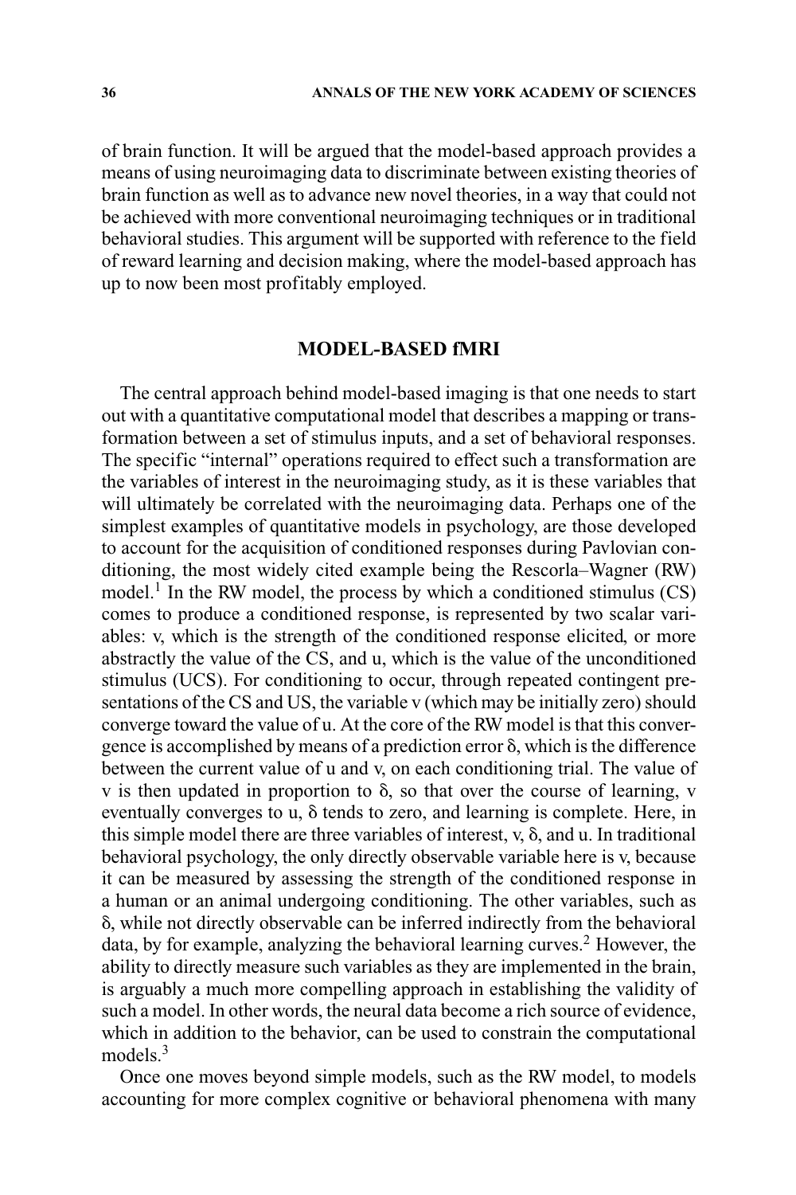of brain function. It will be argued that the model-based approach provides a means of using neuroimaging data to discriminate between existing theories of brain function as well as to advance new novel theories, in a way that could not be achieved with more conventional neuroimaging techniques or in traditional behavioral studies. This argument will be supported with reference to the field of reward learning and decision making, where the model-based approach has up to now been most profitably employed.

## MODEL-BASED fMRI

The central approach behind model-based imaging is that one needs to start out with a quantitative computational model that describes a mapping or transformation between a set of stimulus inputs, and a set of behavioral responses. The specific "internal" operations required to effect such a transformation are the variables of interest in the neuroimaging study, as it is these variables that will ultimately be correlated with the neuroimaging data. Perhaps one of the simplest examples of quantitative models in psychology, are those developed to account for the acquisition of conditioned responses during Pavlovian conditioning, the most widely cited example being the Rescorla–Wagner (RW) model.[1] In the RW model, the process by which a conditioned stimulus (CS) comes to produce a conditioned response, is represented by two scalar variables: v, which is the strength of the conditioned response elicited, or more abstractly the value of the CS, and u, which is the value of the unconditioned stimulus (UCS). For conditioning to occur, through repeated contingent presentations of the CS and US, the variable v (which may be initially zero) should converge toward the value of u. At the core of the RW model is that this convergence is accomplished by means of a prediction error $\delta$, which is the difference between the current value of u and v, on each conditioning trial. The value of v is then updated in proportion to $\delta$, so that over the course of learning, v eventually converges to u, $\delta$ tends to zero, and learning is complete. Here, in this simple model there are three variables of interest, v, $\delta$, and u. In traditional behavioral psychology, the only directly observable variable here is v, because it can be measured by assessing the strength of the conditioned response in a human or an animal undergoing conditioning. The other variables, such as $\delta$, while not directly observable can be inferred indirectly from the behavioral data, by for example, analyzing the behavioral learning curves.[2] However, the ability to directly measure such variables as they are implemented in the brain, is arguably a much more compelling approach in establishing the validity of such a model. In other words, the neural data become a rich source of evidence, which in addition to the behavior, can be used to constrain the computational models.[3]

Once one moves beyond simple models, such as the RW model, to models accounting for more complex cognitive or behavioral phenomena with many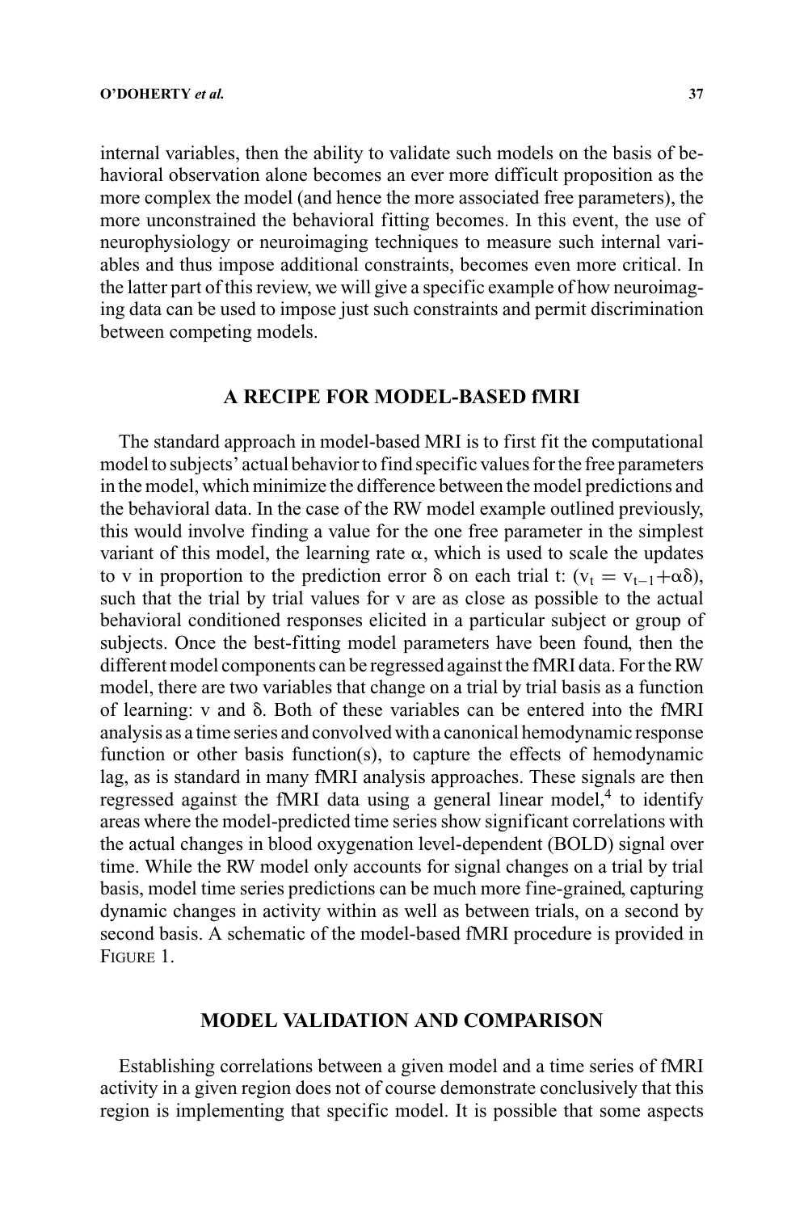internal variables, then the ability to validate such models on the basis of behavioral observation alone becomes an ever more difficult proposition as the more complex the model (and hence the more associated free parameters), the more unconstrained the behavioral fitting becomes. In this event, the use of neurophysiology or neuroimaging techniques to measure such internal variables and thus impose additional constraints, becomes even more critical. In the latter part of this review, we will give a specific example of how neuroimaging data can be used to impose just such constraints and permit discrimination between competing models.

## A RECIPE FOR MODEL-BASED fMRI

The standard approach in model-based MRI is to first fit the computational model to subjects' actual behavior to find specific values for the free parameters in the model, which minimize the difference between the model predictions and the behavioral data. In the case of the RW model example outlined previously, this would involve finding a value for the one free parameter in the simplest variant of this model, the learning rate $\alpha$, which is used to scale the updates to v in proportion to the prediction error $\delta$ on each trial t: ($v_t = v_{t-1} + \alpha\delta$), such that the trial by trial values for v are as close as possible to the actual behavioral conditioned responses elicited in a particular subject or group of subjects. Once the best-fitting model parameters have been found, then the different model components can be regressed against the fMRI data. For the RW model, there are two variables that change on a trial by trial basis as a function of learning: v and $\delta$. Both of these variables can be entered into the fMRI analysis as a time series and convolved with a canonical hemodynamic response function or other basis function(s), to capture the effects of hemodynamic lag, as is standard in many fMRI analysis approaches. These signals are then regressed against the fMRI data using a general linear model,[4] to identify areas where the model-predicted time series show significant correlations with the actual changes in blood oxygenation level-dependent (BOLD) signal over time. While the RW model only accounts for signal changes on a trial by trial basis, model time series predictions can be much more fine-grained, capturing dynamic changes in activity within as well as between trials, on a second by second basis. A schematic of the model-based fMRI procedure is provided in FIGURE 1.

## MODEL VALIDATION AND COMPARISON

Establishing correlations between a given model and a time series of fMRI activity in a given region does not of course demonstrate conclusively that this region is implementing that specific model. It is possible that some aspects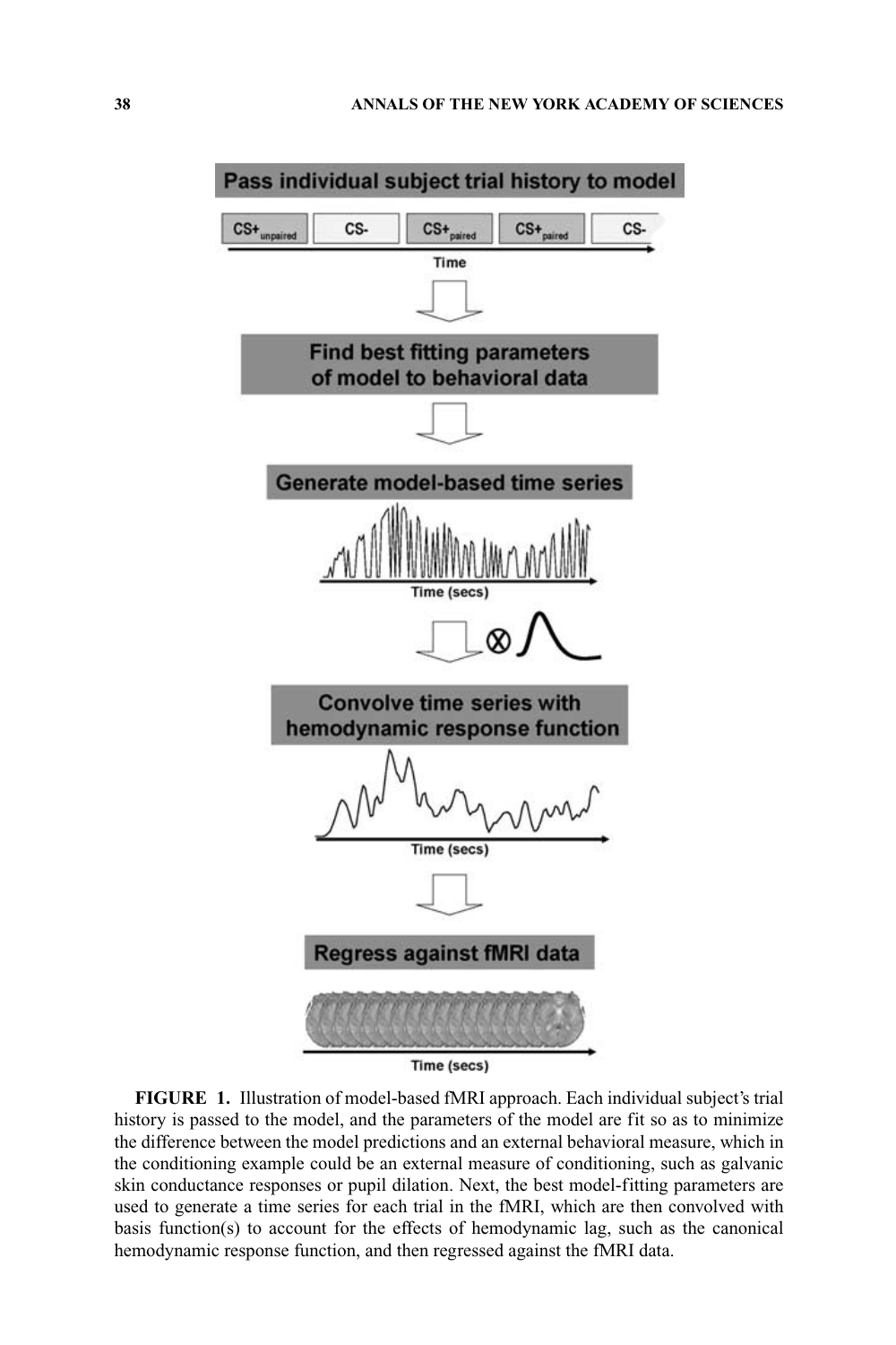**FIGURE 1.** Illustration of model-based fMRI approach. Each individual subject's trial history is passed to the model, and the parameters of the model are fit so as to minimize the difference between the model predictions and an external behavioral measure, which in the conditioning example could be an external measure of conditioning, such as galvanic skin conductance responses or pupil dilation. Next, the best model-fitting parameters are used to generate a time series for each trial in the fMRI, which are then convolved with basis function(s) to account for the effects of hemodynamic lag, such as the canonical hemodynamic response function, and then regressed against the fMRI data.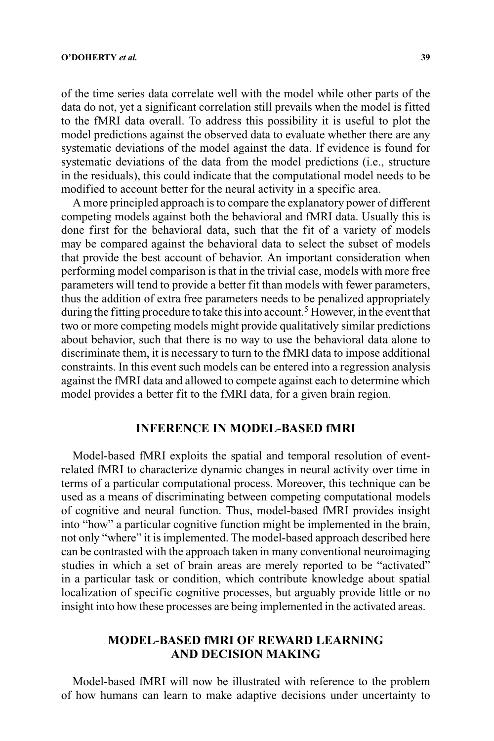of the time series data correlate well with the model while other parts of the data do not, yet a significant correlation still prevails when the model is fitted to the fMRI data overall. To address this possibility it is useful to plot the model predictions against the observed data to evaluate whether there are any systematic deviations of the model against the data. If evidence is found for systematic deviations of the data from the model predictions (i.e., structure in the residuals), this could indicate that the computational model needs to be modified to account better for the neural activity in a specific area.

A more principled approach is to compare the explanatory power of different competing models against both the behavioral and fMRI data. Usually this is done first for the behavioral data, such that the fit of a variety of models may be compared against the behavioral data to select the subset of models that provide the best account of behavior. An important consideration when performing model comparison is that in the trivial case, models with more free parameters will tend to provide a better fit than models with fewer parameters, thus the addition of extra free parameters needs to be penalized appropriately during the fitting procedure to take this into account.[5] However, in the event that two or more competing models might provide qualitatively similar predictions about behavior, such that there is no way to use the behavioral data alone to discriminate them, it is necessary to turn to the fMRI data to impose additional constraints. In this event such models can be entered into a regression analysis against the fMRI data and allowed to compete against each to determine which model provides a better fit to the fMRI data, for a given brain region.

## INFERENCE IN MODEL-BASED fMRI

Model-based fMRI exploits the spatial and temporal resolution of event-related fMRI to characterize dynamic changes in neural activity over time in terms of a particular computational process. Moreover, this technique can be used as a means of discriminating between competing computational models of cognitive and neural function. Thus, model-based fMRI provides insight into "how" a particular cognitive function might be implemented in the brain, not only "where" it is implemented. The model-based approach described here can be contrasted with the approach taken in many conventional neuroimaging studies in which a set of brain areas are merely reported to be "activated" in a particular task or condition, which contribute knowledge about spatial localization of specific cognitive processes, but arguably provide little or no insight into how these processes are being implemented in the activated areas.

## MODEL-BASED fMRI OF REWARD LEARNING AND DECISION MAKING

Model-based fMRI will now be illustrated with reference to the problem of how humans can learn to make adaptive decisions under uncertainty to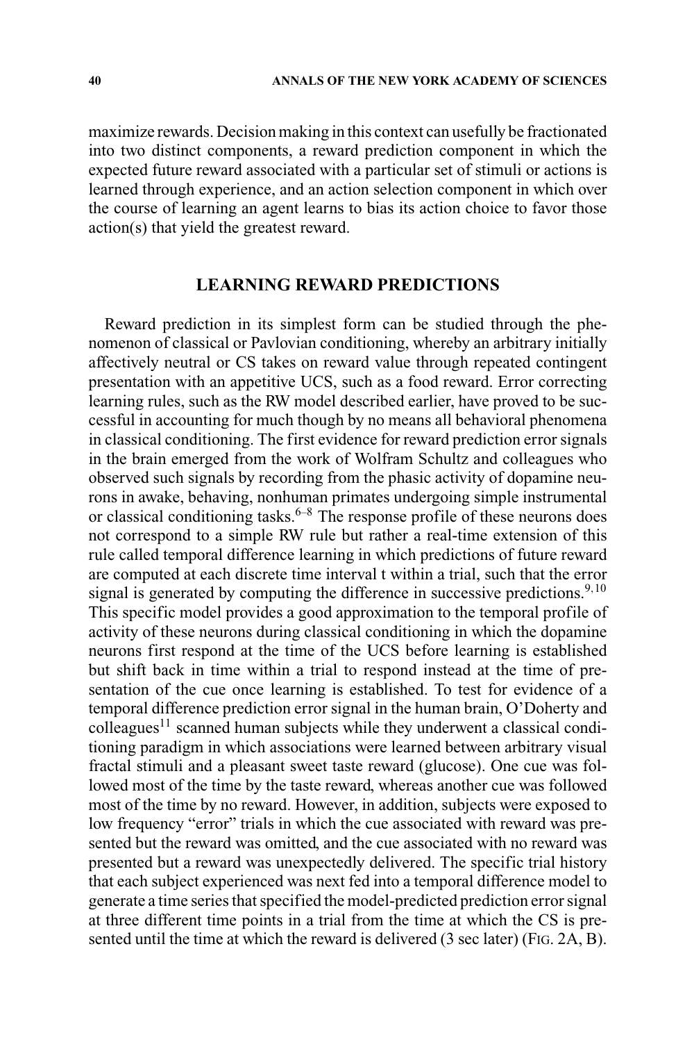maximize rewards. Decision making in this context can usefully be fractionated into two distinct components, a reward prediction component in which the expected future reward associated with a particular set of stimuli or actions is learned through experience, and an action selection component in which over the course of learning an agent learns to bias its action choice to favor those action(s) that yield the greatest reward.

## LEARNING REWARD PREDICTIONS

Reward prediction in its simplest form can be studied through the phenomenon of classical or Pavlovian conditioning, whereby an arbitrary initially affectively neutral or CS takes on reward value through repeated contingent presentation with an appetitive UCS, such as a food reward. Error correcting learning rules, such as the RW model described earlier, have proved to be successful in accounting for much though by no means all behavioral phenomena in classical conditioning. The first evidence for reward prediction error signals in the brain emerged from the work of Wolfram Schultz and colleagues who observed such signals by recording from the phasic activity of dopamine neurons in awake, behaving, nonhuman primates undergoing simple instrumental or classical conditioning tasks.[6–8] The response profile of these neurons does not correspond to a simple RW rule but rather a real-time extension of this rule called temporal difference learning in which predictions of future reward are computed at each discrete time interval t within a trial, such that the error signal is generated by computing the difference in successive predictions.[9,10] This specific model provides a good approximation to the temporal profile of activity of these neurons during classical conditioning in which the dopamine neurons first respond at the time of the UCS before learning is established but shift back in time within a trial to respond instead at the time of presentation of the cue once learning is established. To test for evidence of a temporal difference prediction error signal in the human brain, O'Doherty and colleagues[11] scanned human subjects while they underwent a classical conditioning paradigm in which associations were learned between arbitrary visual fractal stimuli and a pleasant sweet taste reward (glucose). One cue was followed most of the time by the taste reward, whereas another cue was followed most of the time by no reward. However, in addition, subjects were exposed to low frequency "error" trials in which the cue associated with reward was presented but the reward was omitted, and the cue associated with no reward was presented but a reward was unexpectedly delivered. The specific trial history that each subject experienced was next fed into a temporal difference model to generate a time series that specified the model-predicted prediction error signal at three different time points in a trial from the time at which the CS is presented until the time at which the reward is delivered (3 sec later) (FIG. 2A, B).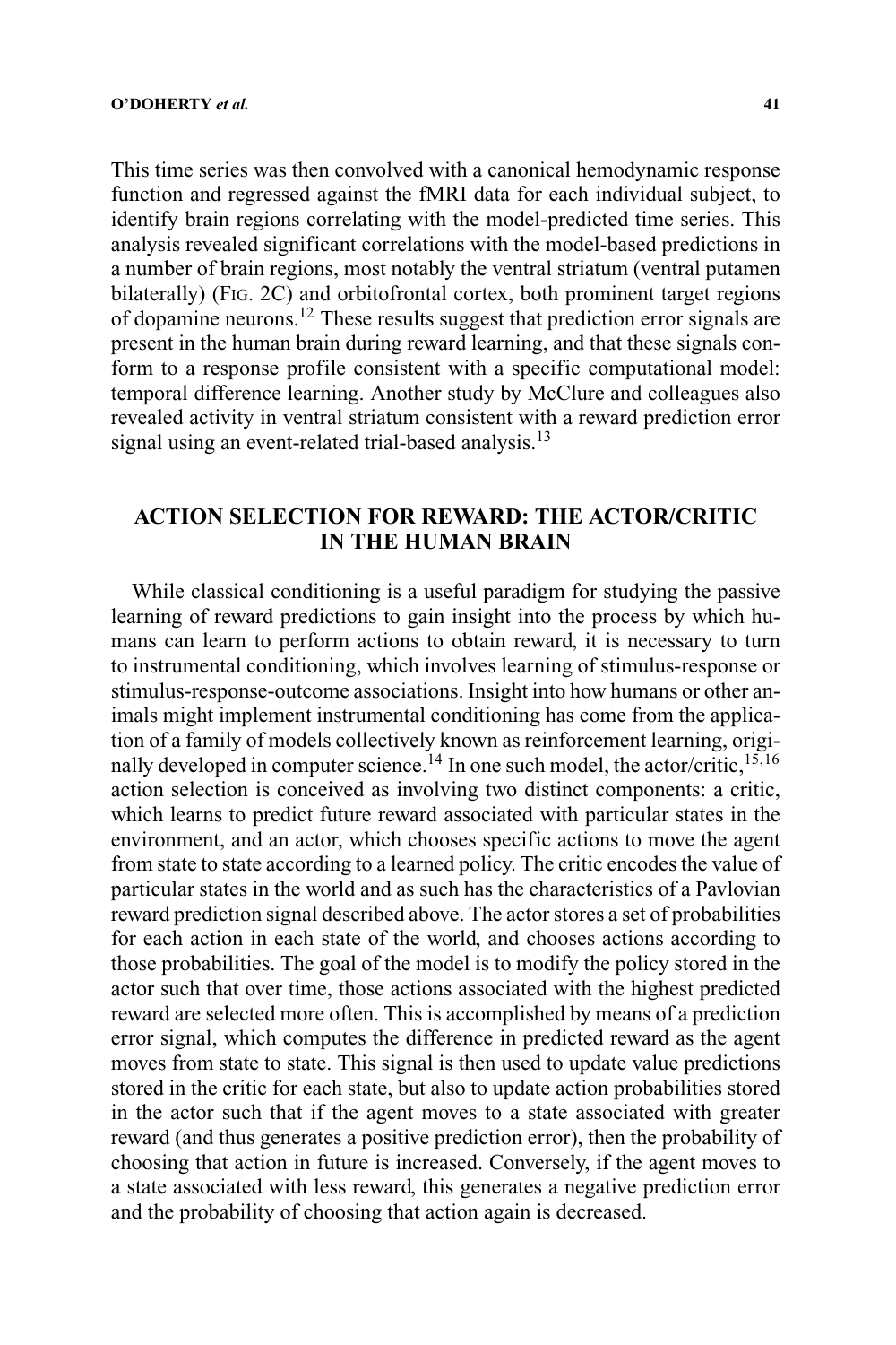This time series was then convolved with a canonical hemodynamic response function and regressed against the fMRI data for each individual subject, to identify brain regions correlating with the model-predicted time series. This analysis revealed significant correlations with the model-based predictions in a number of brain regions, most notably the ventral striatum (ventral putamen bilaterally) (FIG. 2C) and orbitofrontal cortex, both prominent target regions of dopamine neurons.[12] These results suggest that prediction error signals are present in the human brain during reward learning, and that these signals conform to a response profile consistent with a specific computational model: temporal difference learning. Another study by McClure and colleagues also revealed activity in ventral striatum consistent with a reward prediction error signal using an event-related trial-based analysis.[13]

## ACTION SELECTION FOR REWARD: THE ACTOR/CRITIC IN THE HUMAN BRAIN

While classical conditioning is a useful paradigm for studying the passive learning of reward predictions to gain insight into the process by which humans can learn to perform actions to obtain reward, it is necessary to turn to instrumental conditioning, which involves learning of stimulus-response or stimulus-response-outcome associations. Insight into how humans or other animals might implement instrumental conditioning has come from the application of a family of models collectively known as reinforcement learning, originally developed in computer science.[14] In one such model, the actor/critic,[15,16] action selection is conceived as involving two distinct components: a critic, which learns to predict future reward associated with particular states in the environment, and an actor, which chooses specific actions to move the agent from state to state according to a learned policy. The critic encodes the value of particular states in the world and as such has the characteristics of a Pavlovian reward prediction signal described above. The actor stores a set of probabilities for each action in each state of the world, and chooses actions according to those probabilities. The goal of the model is to modify the policy stored in the actor such that over time, those actions associated with the highest predicted reward are selected more often. This is accomplished by means of a prediction error signal, which computes the difference in predicted reward as the agent moves from state to state. This signal is then used to update value predictions stored in the critic for each state, but also to update action probabilities stored in the actor such that if the agent moves to a state associated with greater reward (and thus generates a positive prediction error), then the probability of choosing that action in future is increased. Conversely, if the agent moves to a state associated with less reward, this generates a negative prediction error and the probability of choosing that action again is decreased.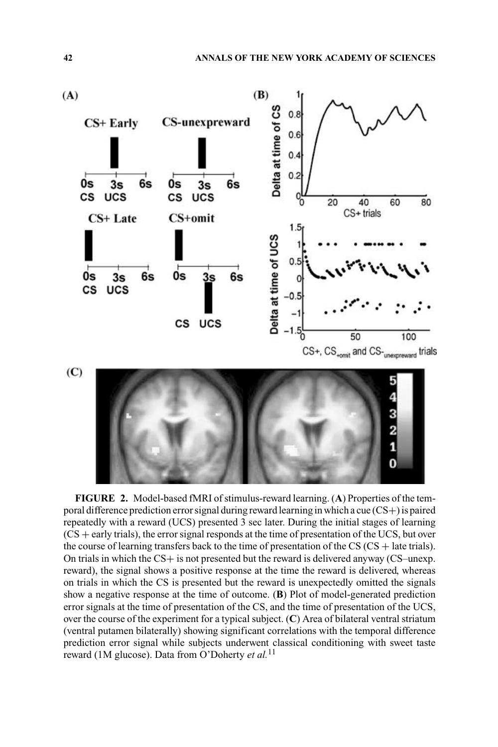**FIGURE 2.** Model-based fMRI of stimulus-reward learning. (**A**) Properties of the temporal difference prediction error signal during reward learning in which a cue (CS+) is paired repeatedly with a reward (UCS) presented 3 sec later. During the initial stages of learning (CS + early trials), the error signal responds at the time of presentation of the UCS, but over the course of learning transfers back to the time of presentation of the CS (CS + late trials). On trials in which the CS+ is not presented but the reward is delivered anyway (CS–unexp. reward), the signal shows a positive response at the time the reward is delivered, whereas on trials in which the CS is presented but the reward is unexpectedly omitted the signals show a negative response at the time of outcome. (**B**) Plot of model-generated prediction error signals at the time of presentation of the CS, and the time of presentation of the UCS, over the course of the experiment for a typical subject. (**C**) Area of bilateral ventral striatum (ventral putamen bilaterally) showing significant correlations with the temporal difference prediction error signal while subjects underwent classical conditioning with sweet taste reward (1M glucose). Data from O'Doherty *et al.*[11]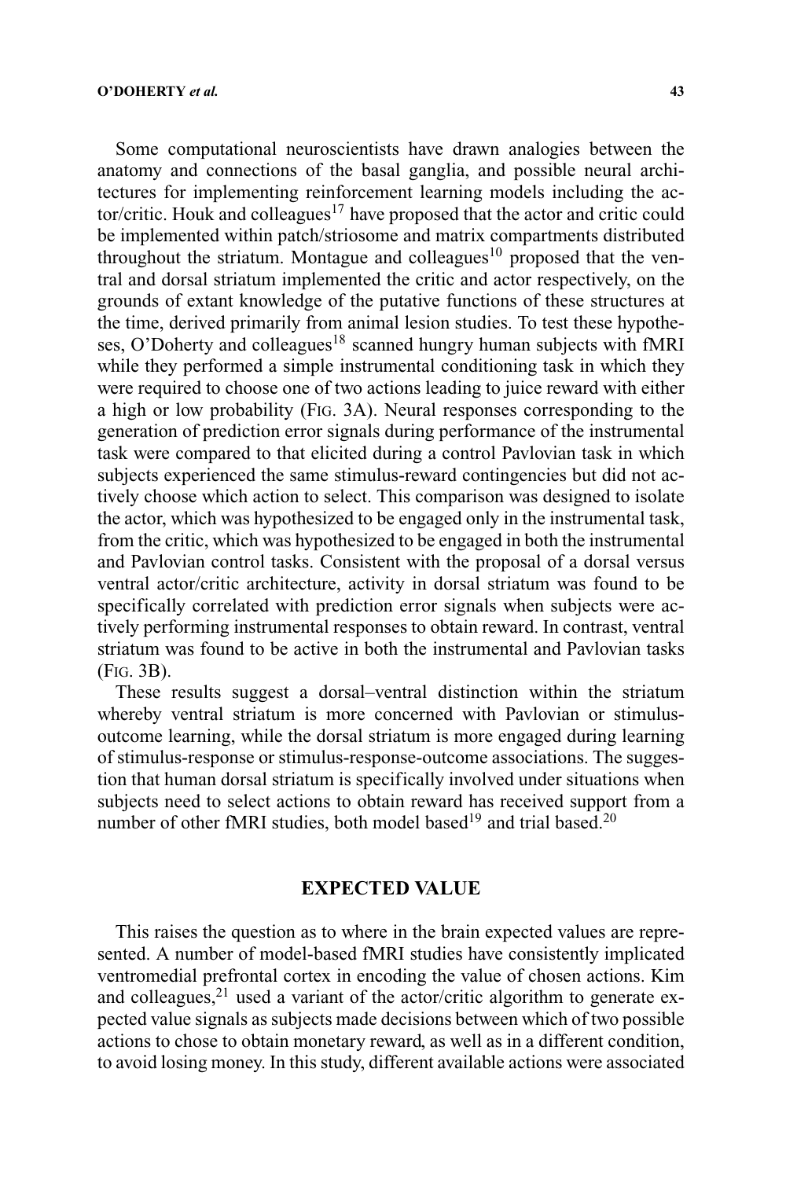Some computational neuroscientists have drawn analogies between the anatomy and connections of the basal ganglia, and possible neural architectures for implementing reinforcement learning models including the actor/critic. Houk and colleagues[17] have proposed that the actor and critic could be implemented within patch/striosome and matrix compartments distributed throughout the striatum. Montague and colleagues[10] proposed that the ventral and dorsal striatum implemented the critic and actor respectively, on the grounds of extant knowledge of the putative functions of these structures at the time, derived primarily from animal lesion studies. To test these hypotheses, O'Doherty and colleagues[18] scanned hungry human subjects with fMRI while they performed a simple instrumental conditioning task in which they were required to choose one of two actions leading to juice reward with either a high or low probability (FIG. 3A). Neural responses corresponding to the generation of prediction error signals during performance of the instrumental task were compared to that elicited during a control Pavlovian task in which subjects experienced the same stimulus-reward contingencies but did not actively choose which action to select. This comparison was designed to isolate the actor, which was hypothesized to be engaged only in the instrumental task, from the critic, which was hypothesized to be engaged in both the instrumental and Pavlovian control tasks. Consistent with the proposal of a dorsal versus ventral actor/critic architecture, activity in dorsal striatum was found to be specifically correlated with prediction error signals when subjects were actively performing instrumental responses to obtain reward. In contrast, ventral striatum was found to be active in both the instrumental and Pavlovian tasks (FIG. 3B).

These results suggest a dorsal–ventral distinction within the striatum whereby ventral striatum is more concerned with Pavlovian or stimulus-outcome learning, while the dorsal striatum is more engaged during learning of stimulus-response or stimulus-response-outcome associations. The suggestion that human dorsal striatum is specifically involved under situations when subjects need to select actions to obtain reward has received support from a number of other fMRI studies, both model based[19] and trial based.[20]

## EXPECTED VALUE

This raises the question as to where in the brain expected values are represented. A number of model-based fMRI studies have consistently implicated ventromedial prefrontal cortex in encoding the value of chosen actions. Kim and colleagues,[21] used a variant of the actor/critic algorithm to generate expected value signals as subjects made decisions between which of two possible actions to chose to obtain monetary reward, as well as in a different condition, to avoid losing money. In this study, different available actions were associated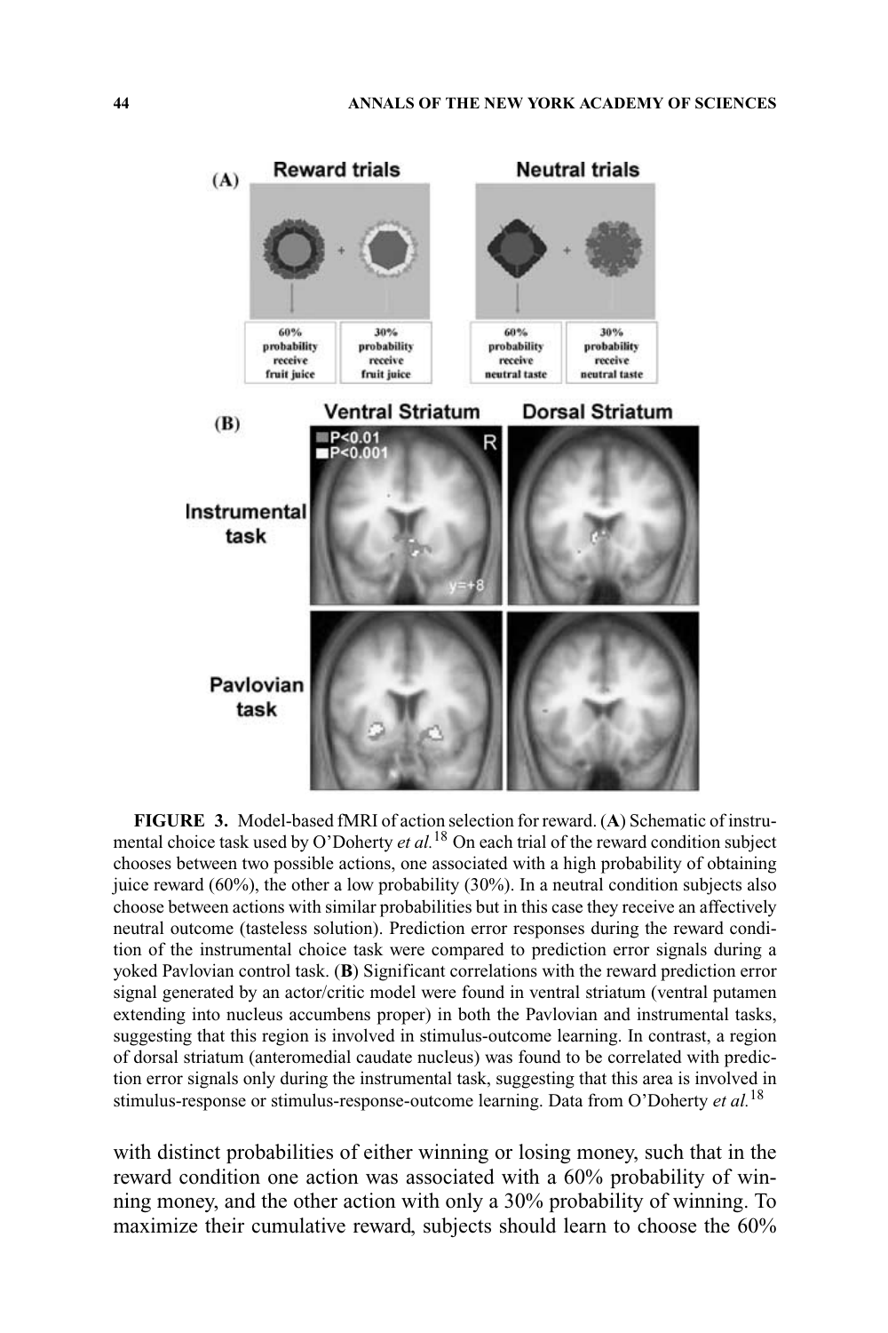**FIGURE 3.** Model-based fMRI of action selection for reward. (**A**) Schematic of instrumental choice task used by O'Doherty *et al.*[18] On each trial of the reward condition subject chooses between two possible actions, one associated with a high probability of obtaining juice reward (60%), the other a low probability (30%). In a neutral condition subjects also choose between actions with similar probabilities but in this case they receive an affectively neutral outcome (tasteless solution). Prediction error responses during the reward condition of the instrumental choice task were compared to prediction error signals during a yoked Pavlovian control task. (**B**) Significant correlations with the reward prediction error signal generated by an actor/critic model were found in ventral striatum (ventral putamen extending into nucleus accumbens proper) in both the Pavlovian and instrumental tasks, suggesting that this region is involved in stimulus-outcome learning. In contrast, a region of dorsal striatum (anteromedial caudate nucleus) was found to be correlated with prediction error signals only during the instrumental task, suggesting that this area is involved in stimulus-response or stimulus-response-outcome learning. Data from O'Doherty *et al.*[18]

with distinct probabilities of either winning or losing money, such that in the reward condition one action was associated with a 60% probability of winning money, and the other action with only a 30% probability of winning. To maximize their cumulative reward, subjects should learn to choose the 60%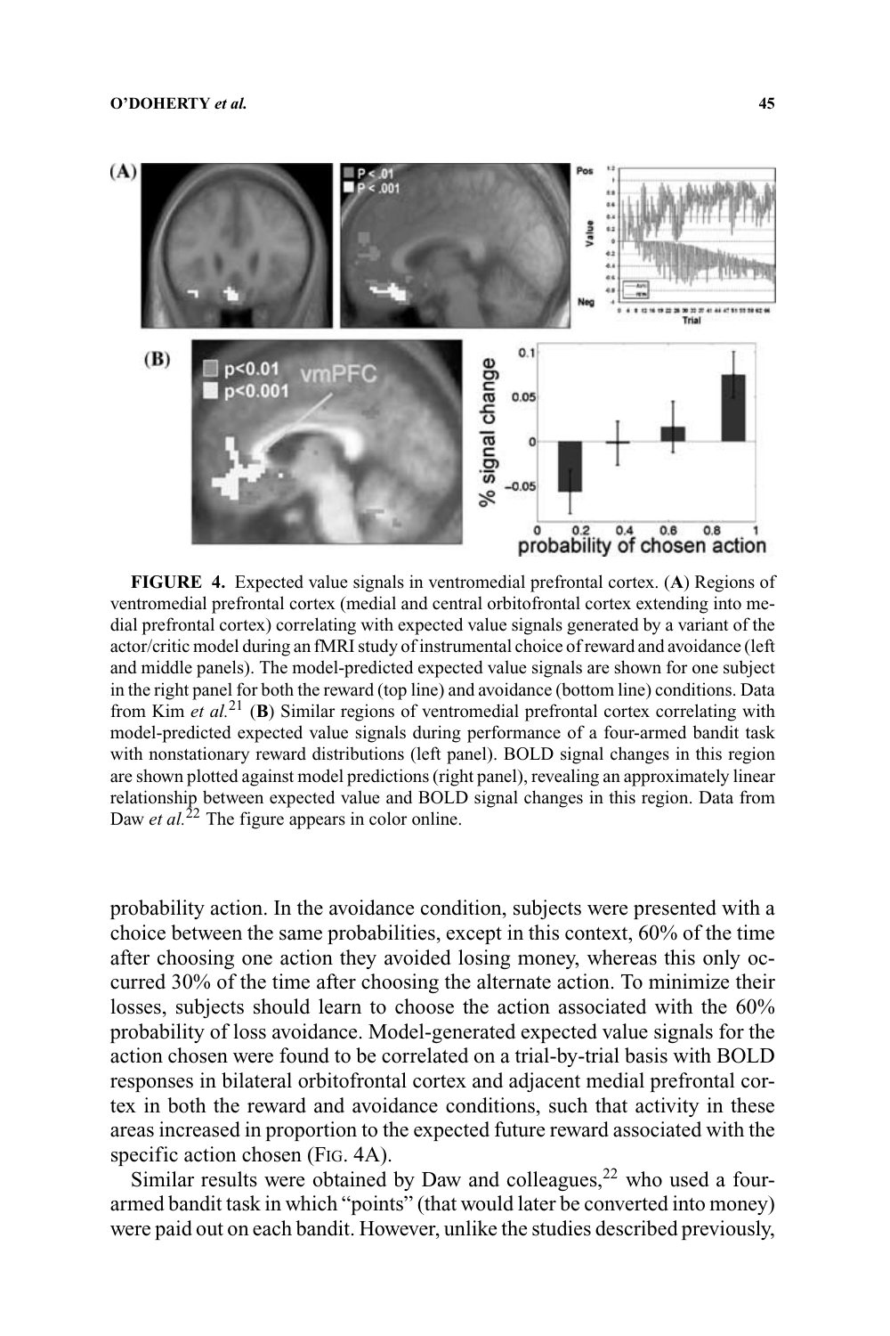**FIGURE 4.** Expected value signals in ventromedial prefrontal cortex. (**A**) Regions of ventromedial prefrontal cortex (medial and central orbitofrontal cortex extending into medial prefrontal cortex) correlating with expected value signals generated by a variant of the actor/critic model during an fMRI study of instrumental choice of reward and avoidance (left and middle panels). The model-predicted expected value signals are shown for one subject in the right panel for both the reward (top line) and avoidance (bottom line) conditions. Data from Kim *et al.*[21] (**B**) Similar regions of ventromedial prefrontal cortex correlating with model-predicted expected value signals during performance of a four-armed bandit task with nonstationary reward distributions (left panel). BOLD signal changes in this region are shown plotted against model predictions (right panel), revealing an approximately linear relationship between expected value and BOLD signal changes in this region. Data from Daw *et al.*[22] The figure appears in color online.

probability action. In the avoidance condition, subjects were presented with a choice between the same probabilities, except in this context, 60% of the time after choosing one action they avoided losing money, whereas this only occurred 30% of the time after choosing the alternate action. To minimize their losses, subjects should learn to choose the action associated with the 60% probability of loss avoidance. Model-generated expected value signals for the action chosen were found to be correlated on a trial-by-trial basis with BOLD responses in bilateral orbitofrontal cortex and adjacent medial prefrontal cortex in both the reward and avoidance conditions, such that activity in these areas increased in proportion to the expected future reward associated with the specific action chosen (FIG. 4A).

Similar results were obtained by Daw and colleagues,[22] who used a four-armed bandit task in which "points" (that would later be converted into money) were paid out on each bandit. However, unlike the studies described previously,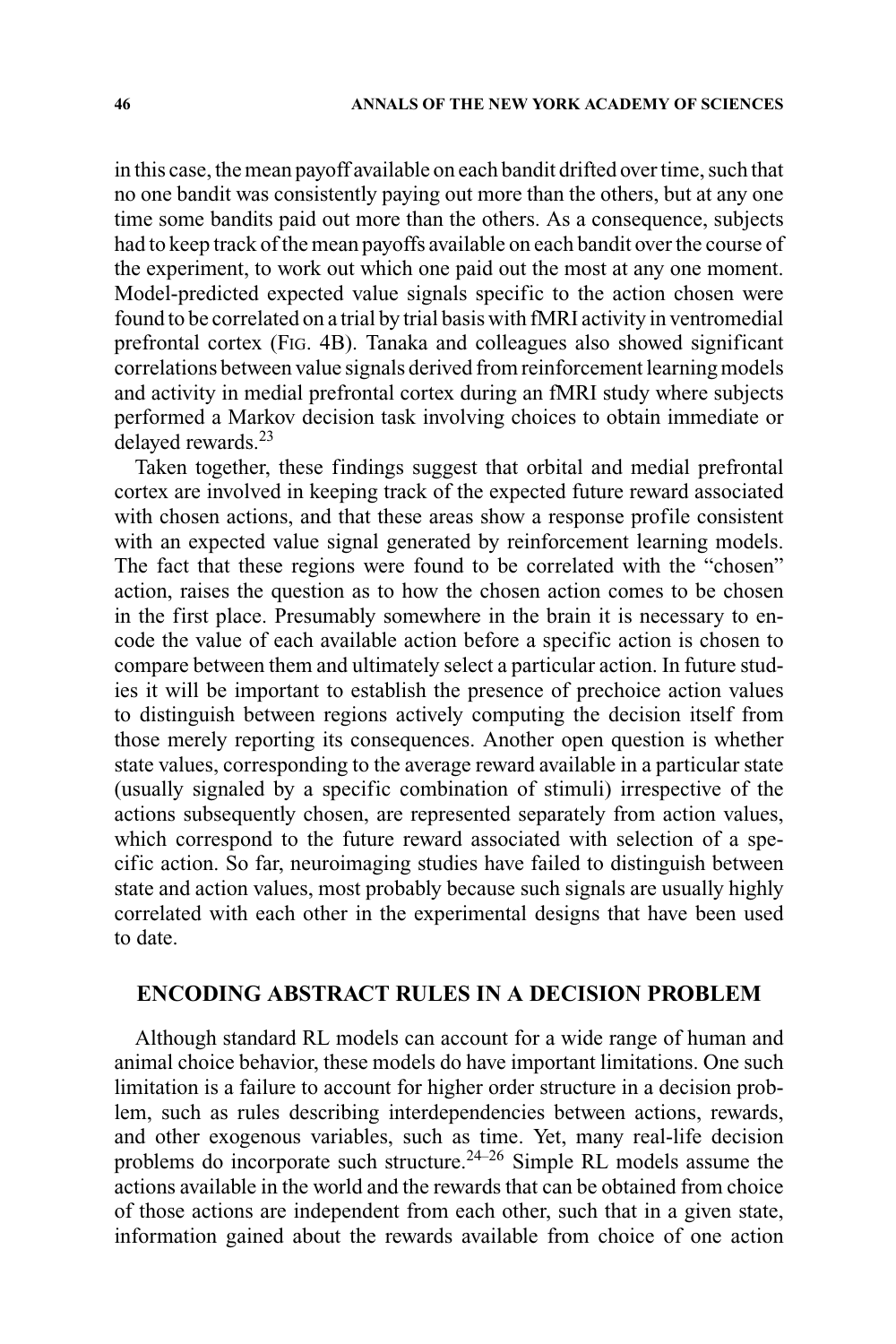in this case, the mean payoff available on each bandit drifted over time, such that no one bandit was consistently paying out more than the others, but at any one time some bandits paid out more than the others. As a consequence, subjects had to keep track of the mean payoffs available on each bandit over the course of the experiment, to work out which one paid out the most at any one moment. Model-predicted expected value signals specific to the action chosen were found to be correlated on a trial by trial basis with fMRI activity in ventromedial prefrontal cortex (FIG. 4B). Tanaka and colleagues also showed significant correlations between value signals derived from reinforcement learning models and activity in medial prefrontal cortex during an fMRI study where subjects performed a Markov decision task involving choices to obtain immediate or delayed rewards.[23]

Taken together, these findings suggest that orbital and medial prefrontal cortex are involved in keeping track of the expected future reward associated with chosen actions, and that these areas show a response profile consistent with an expected value signal generated by reinforcement learning models. The fact that these regions were found to be correlated with the "chosen" action, raises the question as to how the chosen action comes to be chosen in the first place. Presumably somewhere in the brain it is necessary to encode the value of each available action before a specific action is chosen to compare between them and ultimately select a particular action. In future studies it will be important to establish the presence of prechoice action values to distinguish between regions actively computing the decision itself from those merely reporting its consequences. Another open question is whether state values, corresponding to the average reward available in a particular state (usually signaled by a specific combination of stimuli) irrespective of the actions subsequently chosen, are represented separately from action values, which correspond to the future reward associated with selection of a specific action. So far, neuroimaging studies have failed to distinguish between state and action values, most probably because such signals are usually highly correlated with each other in the experimental designs that have been used to date.

## ENCODING ABSTRACT RULES IN A DECISION PROBLEM

Although standard RL models can account for a wide range of human and animal choice behavior, these models do have important limitations. One such limitation is a failure to account for higher order structure in a decision problem, such as rules describing interdependencies between actions, rewards, and other exogenous variables, such as time. Yet, many real-life decision problems do incorporate such structure.[24–26] Simple RL models assume the actions available in the world and the rewards that can be obtained from choice of those actions are independent from each other, such that in a given state, information gained about the rewards available from choice of one action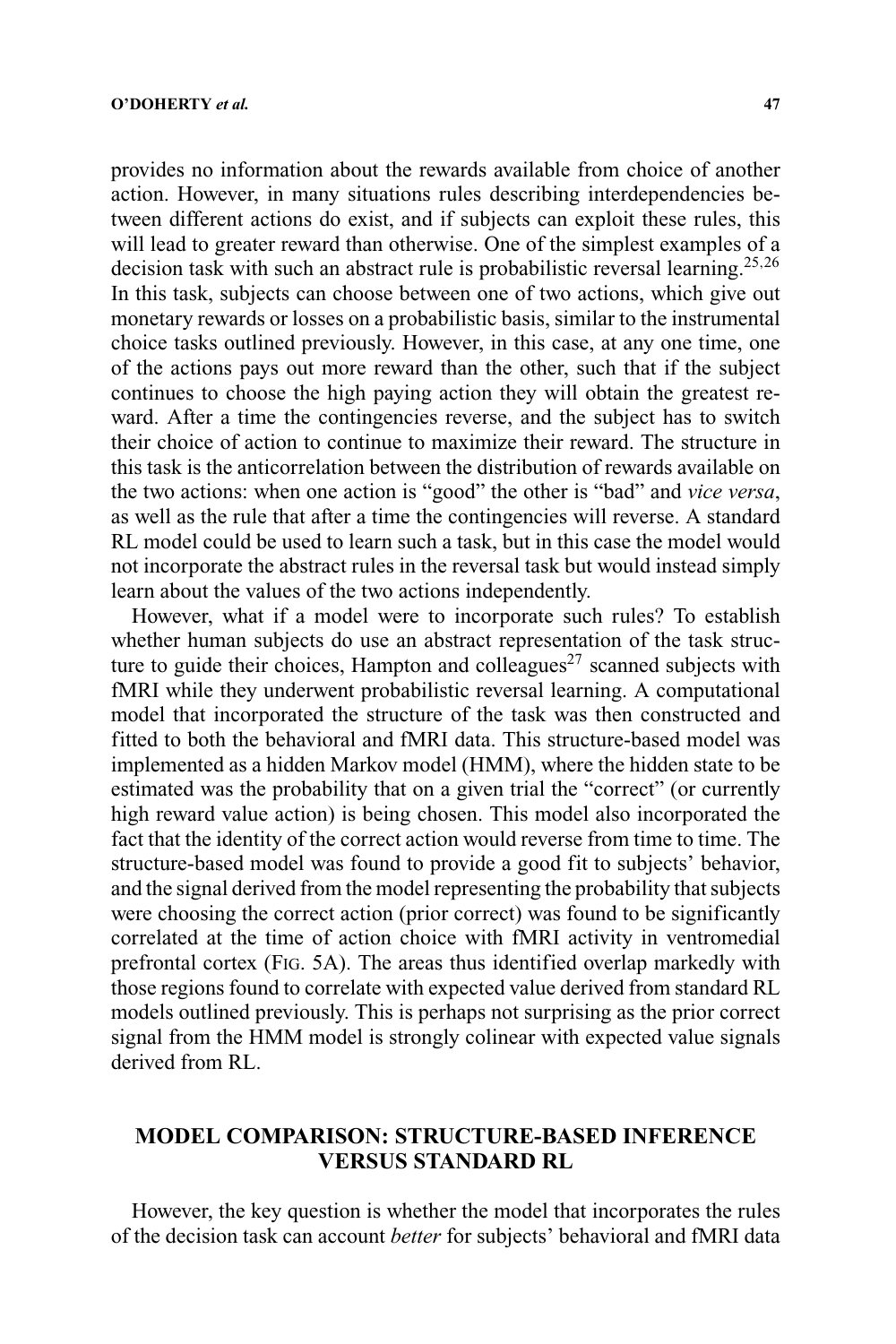provides no information about the rewards available from choice of another action. However, in many situations rules describing interdependencies between different actions do exist, and if subjects can exploit these rules, this will lead to greater reward than otherwise. One of the simplest examples of a decision task with such an abstract rule is probabilistic reversal learning.[25,26] In this task, subjects can choose between one of two actions, which give out monetary rewards or losses on a probabilistic basis, similar to the instrumental choice tasks outlined previously. However, in this case, at any one time, one of the actions pays out more reward than the other, such that if the subject continues to choose the high paying action they will obtain the greatest reward. After a time the contingencies reverse, and the subject has to switch their choice of action to continue to maximize their reward. The structure in this task is the anticorrelation between the distribution of rewards available on the two actions: when one action is "good" the other is "bad" and *vice versa*, as well as the rule that after a time the contingencies will reverse. A standard RL model could be used to learn such a task, but in this case the model would not incorporate the abstract rules in the reversal task but would instead simply learn about the values of the two actions independently.

However, what if a model were to incorporate such rules? To establish whether human subjects do use an abstract representation of the task structure to guide their choices, Hampton and colleagues[27] scanned subjects with fMRI while they underwent probabilistic reversal learning. A computational model that incorporated the structure of the task was then constructed and fitted to both the behavioral and fMRI data. This structure-based model was implemented as a hidden Markov model (HMM), where the hidden state to be estimated was the probability that on a given trial the "correct" (or currently high reward value action) is being chosen. This model also incorporated the fact that the identity of the correct action would reverse from time to time. The structure-based model was found to provide a good fit to subjects' behavior, and the signal derived from the model representing the probability that subjects were choosing the correct action (prior correct) was found to be significantly correlated at the time of action choice with fMRI activity in ventromedial prefrontal cortex (FIG. 5A). The areas thus identified overlap markedly with those regions found to correlate with expected value derived from standard RL models outlined previously. This is perhaps not surprising as the prior correct signal from the HMM model is strongly colinear with expected value signals derived from RL.

## MODEL COMPARISON: STRUCTURE-BASED INFERENCE VERSUS STANDARD RL

However, the key question is whether the model that incorporates the rules of the decision task can account *better* for subjects' behavioral and fMRI data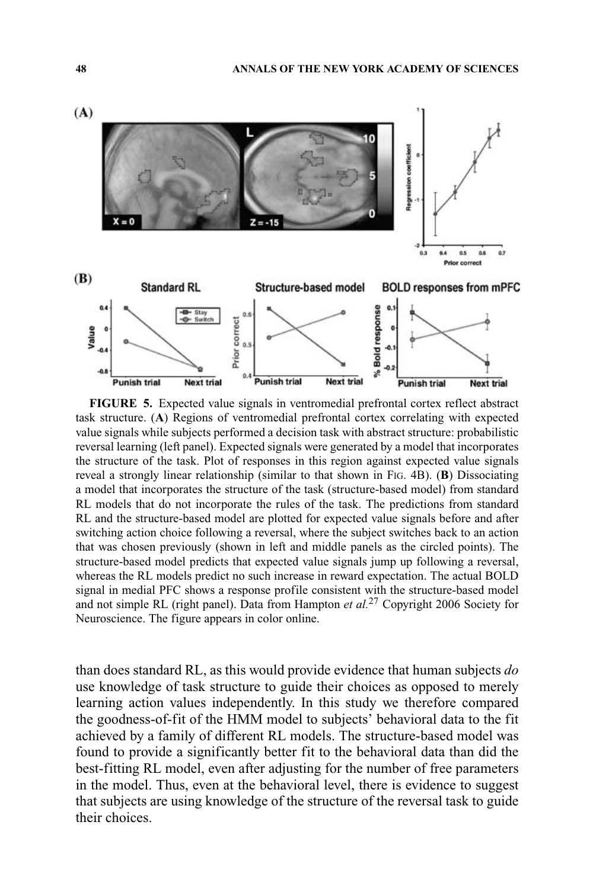**FIGURE 5.** Expected value signals in ventromedial prefrontal cortex reflect abstract task structure. (**A**) Regions of ventromedial prefrontal cortex correlating with expected value signals while subjects performed a decision task with abstract structure: probabilistic reversal learning (left panel). Expected signals were generated by a model that incorporates the structure of the task. Plot of responses in this region against expected value signals reveal a strongly linear relationship (similar to that shown in FIG. 4B). (**B**) Dissociating a model that incorporates the structure of the task (structure-based model) from standard RL models that do not incorporate the rules of the task. The predictions from standard RL and the structure-based model are plotted for expected value signals before and after switching action choice following a reversal, where the subject switches back to an action that was chosen previously (shown in left and middle panels as the circled points). The structure-based model predicts that expected value signals jump up following a reversal, whereas the RL models predict no such increase in reward expectation. The actual BOLD signal in medial PFC shows a response profile consistent with the structure-based model and not simple RL (right panel). Data from Hampton *et al.*[27] Copyright 2006 Society for Neuroscience. The figure appears in color online.

than does standard RL, as this would provide evidence that human subjects *do* use knowledge of task structure to guide their choices as opposed to merely learning action values independently. In this study we therefore compared the goodness-of-fit of the HMM model to subjects' behavioral data to the fit achieved by a family of different RL models. The structure-based model was found to provide a significantly better fit to the behavioral data than did the best-fitting RL model, even after adjusting for the number of free parameters in the model. Thus, even at the behavioral level, there is evidence to suggest that subjects are using knowledge of the structure of the reversal task to guide their choices.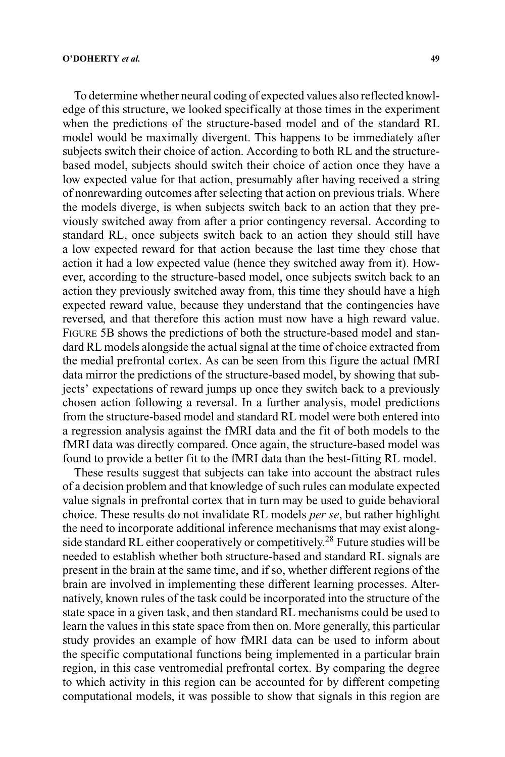To determine whether neural coding of expected values also reflected knowledge of this structure, we looked specifically at those times in the experiment when the predictions of the structure-based model and of the standard RL model would be maximally divergent. This happens to be immediately after subjects switch their choice of action. According to both RL and the structure-based model, subjects should switch their choice of action once they have a low expected value for that action, presumably after having received a string of nonrewarding outcomes after selecting that action on previous trials. Where the models diverge, is when subjects switch back to an action that they previously switched away from after a prior contingency reversal. According to standard RL, once subjects switch back to an action they should still have a low expected reward for that action because the last time they chose that action it had a low expected value (hence they switched away from it). However, according to the structure-based model, once subjects switch back to an action they previously switched away from, this time they should have a high expected reward value, because they understand that the contingencies have reversed, and that therefore this action must now have a high reward value. FIGURE 5B shows the predictions of both the structure-based model and standard RL models alongside the actual signal at the time of choice extracted from the medial prefrontal cortex. As can be seen from this figure the actual fMRI data mirror the predictions of the structure-based model, by showing that subjects' expectations of reward jumps up once they switch back to a previously chosen action following a reversal. In a further analysis, model predictions from the structure-based model and standard RL model were both entered into a regression analysis against the fMRI data and the fit of both models to the fMRI data was directly compared. Once again, the structure-based model was found to provide a better fit to the fMRI data than the best-fitting RL model.

These results suggest that subjects can take into account the abstract rules of a decision problem and that knowledge of such rules can modulate expected value signals in prefrontal cortex that in turn may be used to guide behavioral choice. These results do not invalidate RL models *per se*, but rather highlight the need to incorporate additional inference mechanisms that may exist alongside standard RL either cooperatively or competitively.[28] Future studies will be needed to establish whether both structure-based and standard RL signals are present in the brain at the same time, and if so, whether different regions of the brain are involved in implementing these different learning processes. Alternatively, known rules of the task could be incorporated into the structure of the state space in a given task, and then standard RL mechanisms could be used to learn the values in this state space from then on. More generally, this particular study provides an example of how fMRI data can be used to inform about the specific computational functions being implemented in a particular brain region, in this case ventromedial prefrontal cortex. By comparing the degree to which activity in this region can be accounted for by different competing computational models, it was possible to show that signals in this region are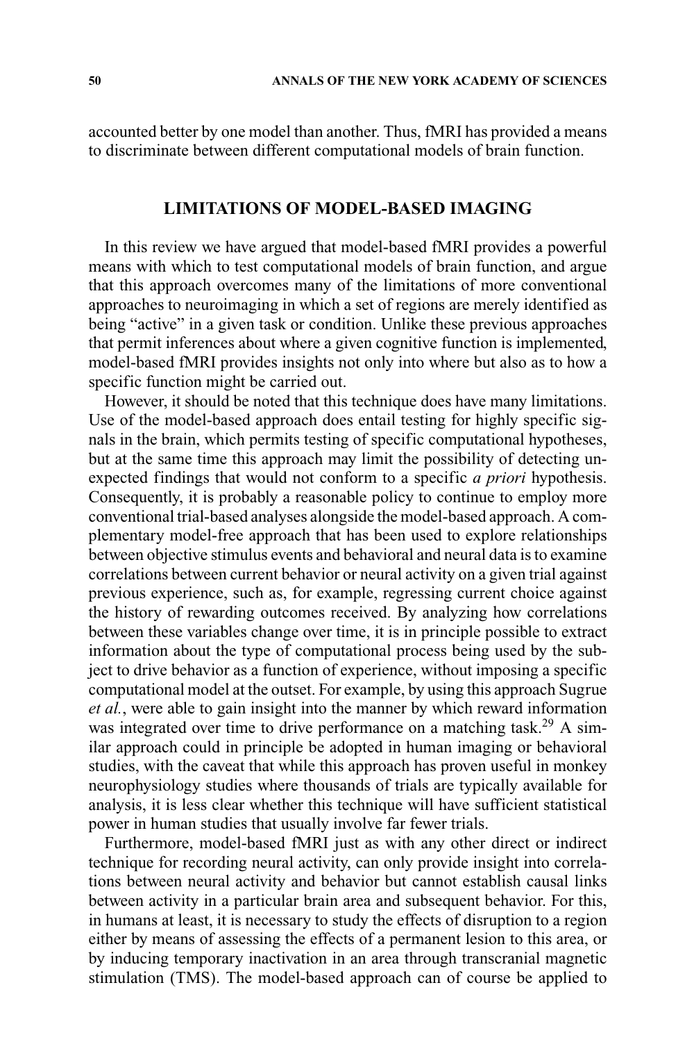accounted better by one model than another. Thus, fMRI has provided a means to discriminate between different computational models of brain function.

## LIMITATIONS OF MODEL-BASED IMAGING

In this review we have argued that model-based fMRI provides a powerful means with which to test computational models of brain function, and argue that this approach overcomes many of the limitations of more conventional approaches to neuroimaging in which a set of regions are merely identified as being "active" in a given task or condition. Unlike these previous approaches that permit inferences about where a given cognitive function is implemented, model-based fMRI provides insights not only into where but also as to how a specific function might be carried out.

However, it should be noted that this technique does have many limitations. Use of the model-based approach does entail testing for highly specific signals in the brain, which permits testing of specific computational hypotheses, but at the same time this approach may limit the possibility of detecting unexpected findings that would not conform to a specific *a priori* hypothesis. Consequently, it is probably a reasonable policy to continue to employ more conventional trial-based analyses alongside the model-based approach. A complementary model-free approach that has been used to explore relationships between objective stimulus events and behavioral and neural data is to examine correlations between current behavior or neural activity on a given trial against previous experience, such as, for example, regressing current choice against the history of rewarding outcomes received. By analyzing how correlations between these variables change over time, it is in principle possible to extract information about the type of computational process being used by the subject to drive behavior as a function of experience, without imposing a specific computational model at the outset. For example, by using this approach Sugrue *et al.*, were able to gain insight into the manner by which reward information was integrated over time to drive performance on a matching task.[29] A similar approach could in principle be adopted in human imaging or behavioral studies, with the caveat that while this approach has proven useful in monkey neurophysiology studies where thousands of trials are typically available for analysis, it is less clear whether this technique will have sufficient statistical power in human studies that usually involve far fewer trials.

Furthermore, model-based fMRI just as with any other direct or indirect technique for recording neural activity, can only provide insight into correlations between neural activity and behavior but cannot establish causal links between activity in a particular brain area and subsequent behavior. For this, in humans at least, it is necessary to study the effects of disruption to a region either by means of assessing the effects of a permanent lesion to this area, or by inducing temporary inactivation in an area through transcranial magnetic stimulation (TMS). The model-based approach can of course be applied to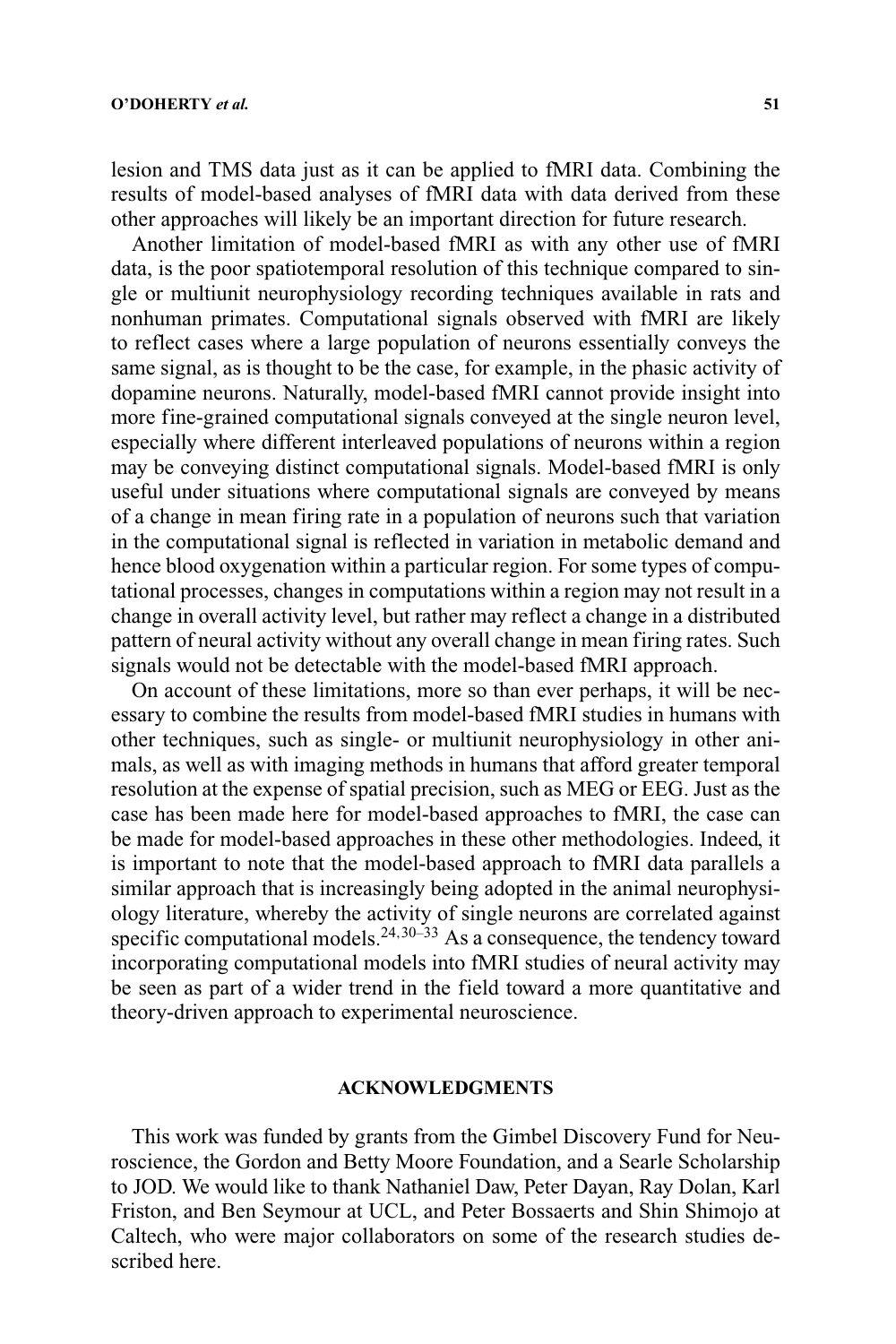lesion and TMS data just as it can be applied to fMRI data. Combining the results of model-based analyses of fMRI data with data derived from these other approaches will likely be an important direction for future research.

Another limitation of model-based fMRI as with any other use of fMRI data, is the poor spatiotemporal resolution of this technique compared to single or multiunit neurophysiology recording techniques available in rats and nonhuman primates. Computational signals observed with fMRI are likely to reflect cases where a large population of neurons essentially conveys the same signal, as is thought to be the case, for example, in the phasic activity of dopamine neurons. Naturally, model-based fMRI cannot provide insight into more fine-grained computational signals conveyed at the single neuron level, especially where different interleaved populations of neurons within a region may be conveying distinct computational signals. Model-based fMRI is only useful under situations where computational signals are conveyed by means of a change in mean firing rate in a population of neurons such that variation in the computational signal is reflected in variation in metabolic demand and hence blood oxygenation within a particular region. For some types of computational processes, changes in computations within a region may not result in a change in overall activity level, but rather may reflect a change in a distributed pattern of neural activity without any overall change in mean firing rates. Such signals would not be detectable with the model-based fMRI approach.

On account of these limitations, more so than ever perhaps, it will be necessary to combine the results from model-based fMRI studies in humans with other techniques, such as single- or multiunit neurophysiology in other animals, as well as with imaging methods in humans that afford greater temporal resolution at the expense of spatial precision, such as MEG or EEG. Just as the case has been made here for model-based approaches to fMRI, the case can be made for model-based approaches in these other methodologies. Indeed, it is important to note that the model-based approach to fMRI data parallels a similar approach that is increasingly being adopted in the animal neurophysiology literature, whereby the activity of single neurons are correlated against specific computational models.[24,30–33] As a consequence, the tendency toward incorporating computational models into fMRI studies of neural activity may be seen as part of a wider trend in the field toward a more quantitative and theory-driven approach to experimental neuroscience.

## ACKNOWLEDGMENTS

This work was funded by grants from the Gimbel Discovery Fund for Neuroscience, the Gordon and Betty Moore Foundation, and a Searle Scholarship to JOD. We would like to thank Nathaniel Daw, Peter Dayan, Ray Dolan, Karl Friston, and Ben Seymour at UCL, and Peter Bossaerts and Shin Shimojo at Caltech, who were major collaborators on some of the research studies described here.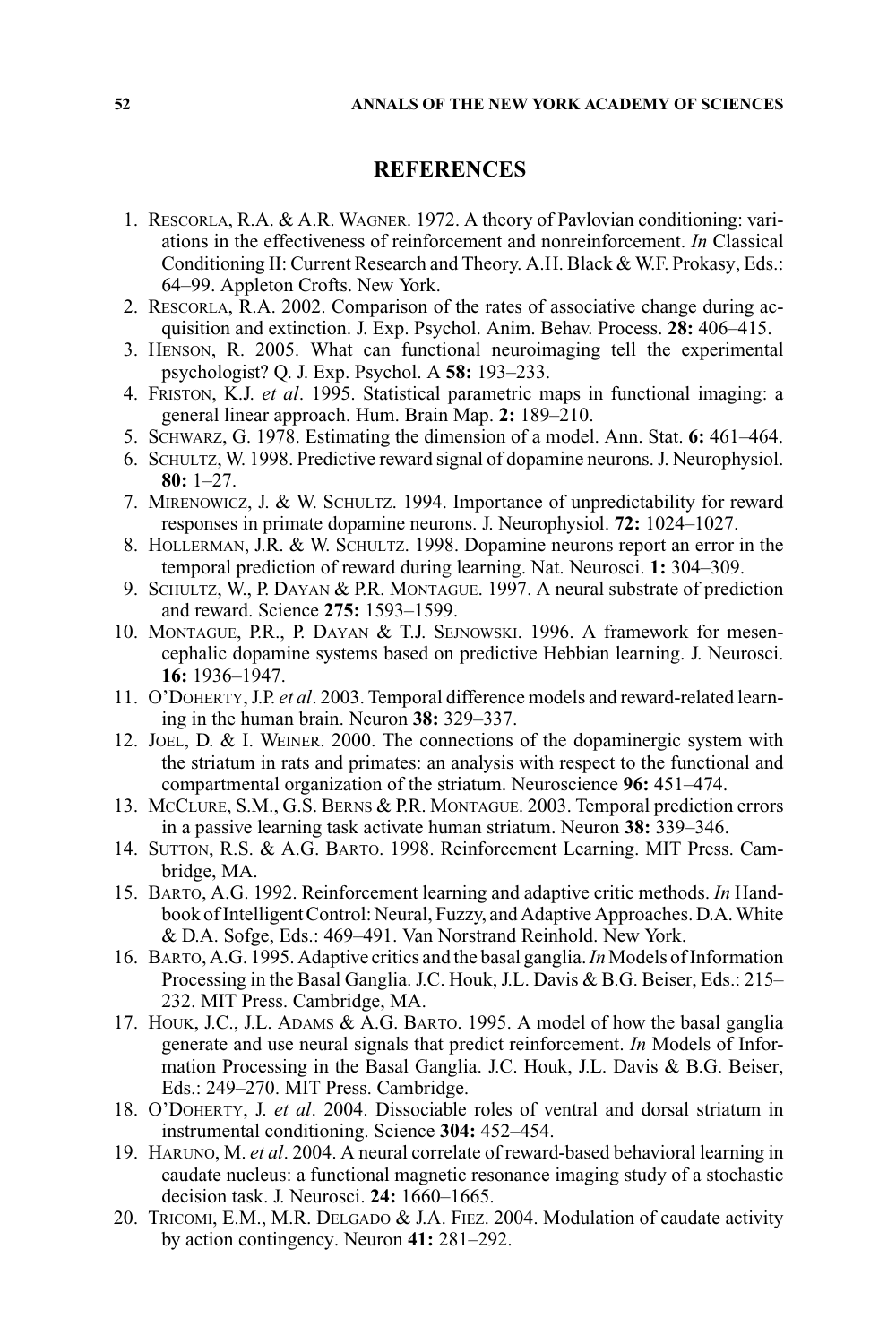## REFERENCES

1. Rescorla, R.A. & A.R. Wagner. 1972. A theory of Pavlovian conditioning: variations in the effectiveness of reinforcement and nonreinforcement. *In* Classical Conditioning II: Current Research and Theory. A.H. Black & W.F. Prokasy, Eds.: 64–99. Appleton Crofts. New York.
2. Rescorla, R.A. 2002. Comparison of the rates of associative change during acquisition and extinction. J. Exp. Psychol. Anim. Behav. Process. **28:** 406–415.
3. Henson, R. 2005. What can functional neuroimaging tell the experimental psychologist? Q. J. Exp. Psychol. A **58:** 193–233.
4. Friston, K.J. *et al*. 1995. Statistical parametric maps in functional imaging: a general linear approach. Hum. Brain Map. **2:** 189–210.
5. Schwarz, G. 1978. Estimating the dimension of a model. Ann. Stat. **6:** 461–464.
6. Schultz, W. 1998. Predictive reward signal of dopamine neurons. J. Neurophysiol. **80:** 1–27.
7. Mirenowicz, J. & W. Schultz. 1994. Importance of unpredictability for reward responses in primate dopamine neurons. J. Neurophysiol. **72:** 1024–1027.
8. Hollerman, J.R. & W. Schultz. 1998. Dopamine neurons report an error in the temporal prediction of reward during learning. Nat. Neurosci. **1:** 304–309.
9. Schultz, W., P. Dayan & P.R. Montague. 1997. A neural substrate of prediction and reward. Science **275:** 1593–1599.
10. Montague, P.R., P. Dayan & T.J. Sejnowski. 1996. A framework for mesencephalic dopamine systems based on predictive Hebbian learning. J. Neurosci. **16:** 1936–1947.
11. O'Doherty, J.P. *et al*. 2003. Temporal difference models and reward-related learning in the human brain. Neuron **38:** 329–337.
12. Joel, D. & I. Weiner. 2000. The connections of the dopaminergic system with the striatum in rats and primates: an analysis with respect to the functional and compartmental organization of the striatum. Neuroscience **96:** 451–474.
13. McClure, S.M., G.S. Berns & P.R. Montague. 2003. Temporal prediction errors in a passive learning task activate human striatum. Neuron **38:** 339–346.
14. Sutton, R.S. & A.G. Barto. 1998. Reinforcement Learning. MIT Press. Cambridge, MA.
15. Barto, A.G. 1992. Reinforcement learning and adaptive critic methods. *In* Handbook of Intelligent Control: Neural, Fuzzy, and Adaptive Approaches. D.A. White & D.A. Sofge, Eds.: 469–491. Van Norstrand Reinhold. New York.
16. Barto, A.G. 1995. Adaptive critics and the basal ganglia. *In* Models of Information Processing in the Basal Ganglia. J.C. Houk, J.L. Davis & B.G. Beiser, Eds.: 215–232. MIT Press. Cambridge, MA.
17. Houk, J.C., J.L. Adams & A.G. Barto. 1995. A model of how the basal ganglia generate and use neural signals that predict reinforcement. *In* Models of Information Processing in the Basal Ganglia. J.C. Houk, J.L. Davis & B.G. Beiser, Eds.: 249–270. MIT Press. Cambridge.
18. O'Doherty, J. *et al*. 2004. Dissociable roles of ventral and dorsal striatum in instrumental conditioning. Science **304:** 452–454.
19. Haruno, M. *et al*. 2004. A neural correlate of reward-based behavioral learning in caudate nucleus: a functional magnetic resonance imaging study of a stochastic decision task. J. Neurosci. **24:** 1660–1665.
20. Tricomi, E.M., M.R. Delgado & J.A. Fiez. 2004. Modulation of caudate activity by action contingency. Neuron **41:** 281–292.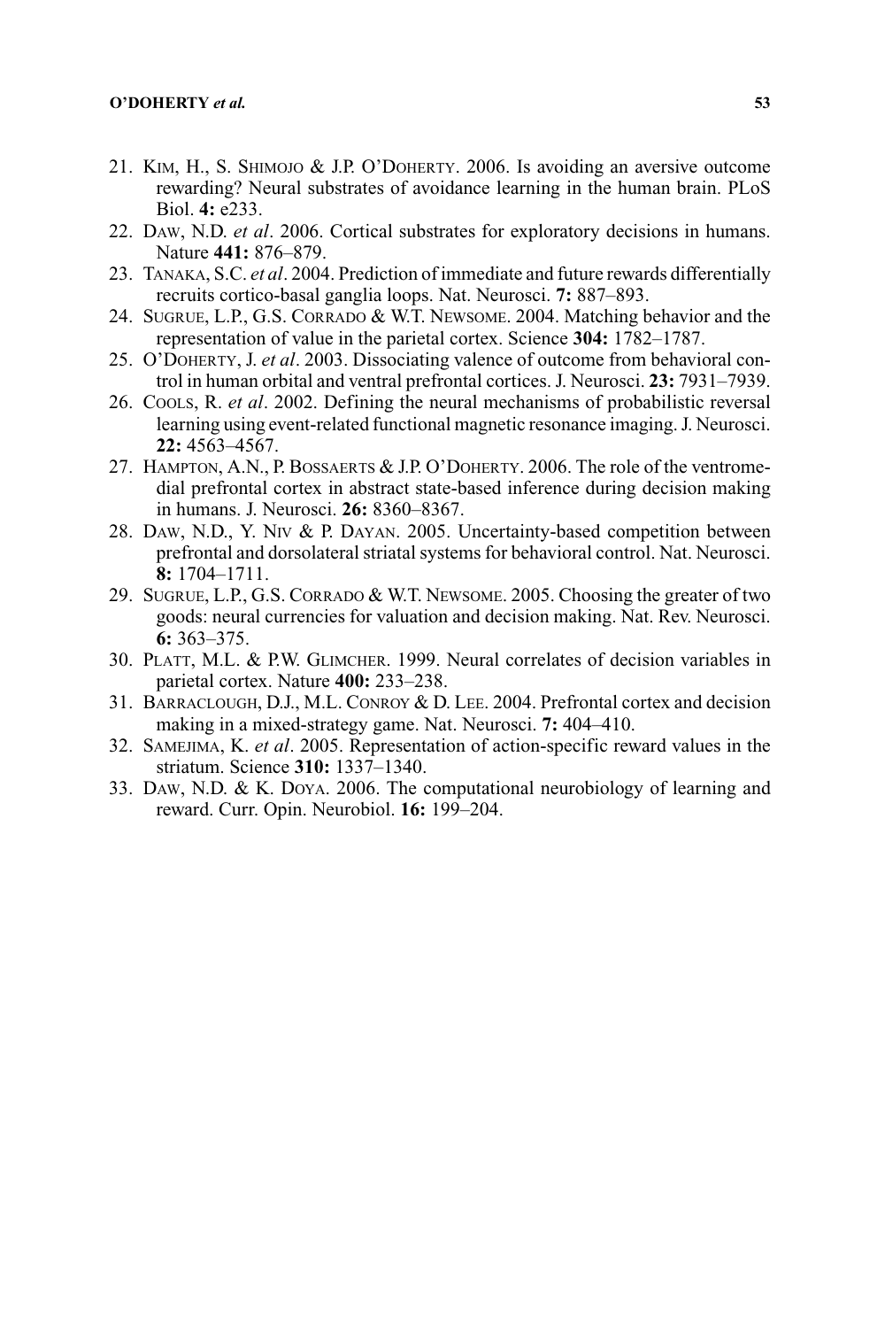21. Kim, H., S. Shimojo & J.P. O'Doherty. 2006. Is avoiding an aversive outcome rewarding? Neural substrates of avoidance learning in the human brain. PLoS Biol. **4:** e233.
22. Daw, N.D. *et al*. 2006. Cortical substrates for exploratory decisions in humans. Nature **441:** 876–879.
23. Tanaka, S.C. *et al*. 2004. Prediction of immediate and future rewards differentially recruits cortico-basal ganglia loops. Nat. Neurosci. **7:** 887–893.
24. Sugrue, L.P., G.S. Corrado & W.T. Newsome. 2004. Matching behavior and the representation of value in the parietal cortex. Science **304:** 1782–1787.
25. O'Doherty, J. *et al*. 2003. Dissociating valence of outcome from behavioral control in human orbital and ventral prefrontal cortices. J. Neurosci. **23:** 7931–7939.
26. Cools, R. *et al*. 2002. Defining the neural mechanisms of probabilistic reversal learning using event-related functional magnetic resonance imaging. J. Neurosci. **22:** 4563–4567.
27. Hampton, A.N., P. Bossaerts & J.P. O'Doherty. 2006. The role of the ventromedial prefrontal cortex in abstract state-based inference during decision making in humans. J. Neurosci. **26:** 8360–8367.
28. Daw, N.D., Y. Niv & P. Dayan. 2005. Uncertainty-based competition between prefrontal and dorsolateral striatal systems for behavioral control. Nat. Neurosci. **8:** 1704–1711.
29. Sugrue, L.P., G.S. Corrado & W.T. Newsome. 2005. Choosing the greater of two goods: neural currencies for valuation and decision making. Nat. Rev. Neurosci. **6:** 363–375.
30. Platt, M.L. & P.W. Glimcher. 1999. Neural correlates of decision variables in parietal cortex. Nature **400:** 233–238.
31. Barraclough, D.J., M.L. Conroy & D. Lee. 2004. Prefrontal cortex and decision making in a mixed-strategy game. Nat. Neurosci. **7:** 404–410.
32. Samejima, K. *et al*. 2005. Representation of action-specific reward values in the striatum. Science **310:** 1337–1340.
33. Daw, N.D. & K. Doya. 2006. The computational neurobiology of learning and reward. Curr. Opin. Neurobiol. **16:** 199–204.